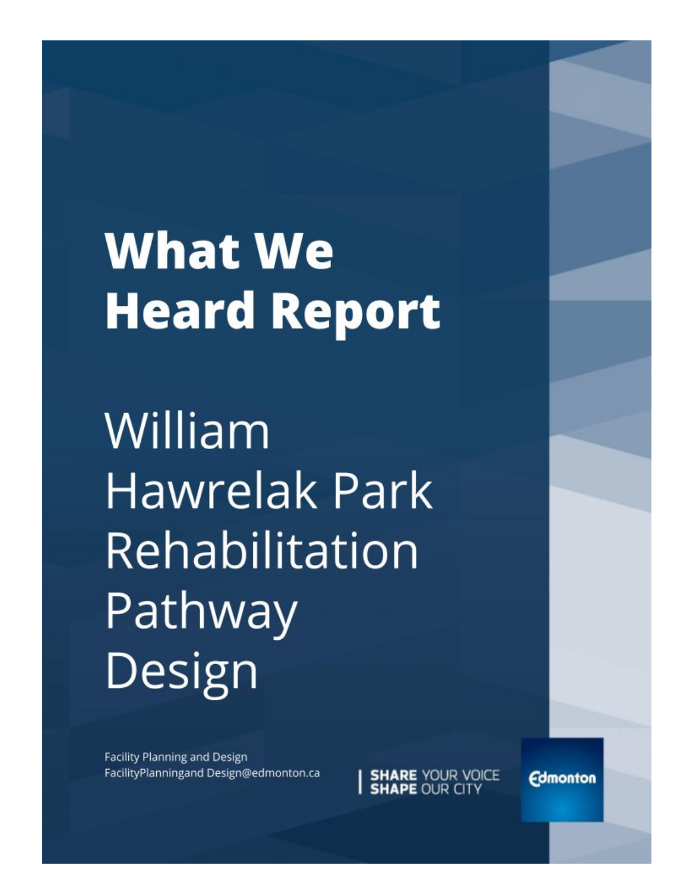# What We Heard Report

## William Hawrelak Park Rehabilitation Pathway Design

Facility Planning and Design
FacilityPlanningand Design@edmonton.ca

**SHARE** YOUR VOICE
**SHAPE** OUR CITY

Edmonton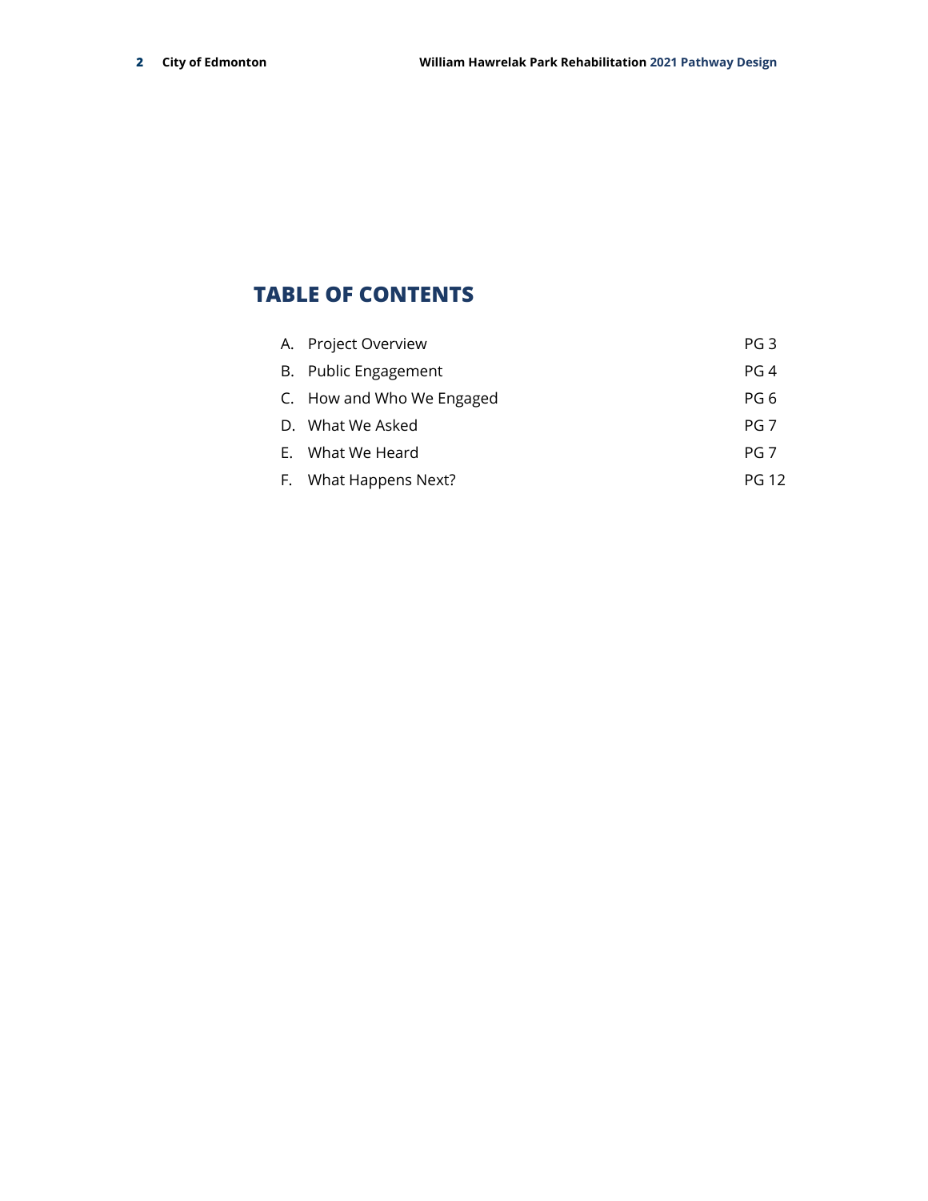# TABLE OF CONTENTS

| | |
|---|---|
| A. Project Overview | PG 3 |
| B. Public Engagement | PG 4 |
| C. How and Who We Engaged | PG 6 |
| D. What We Asked | PG 7 |
| E. What We Heard | PG 7 |
| F. What Happens Next? | PG 12 |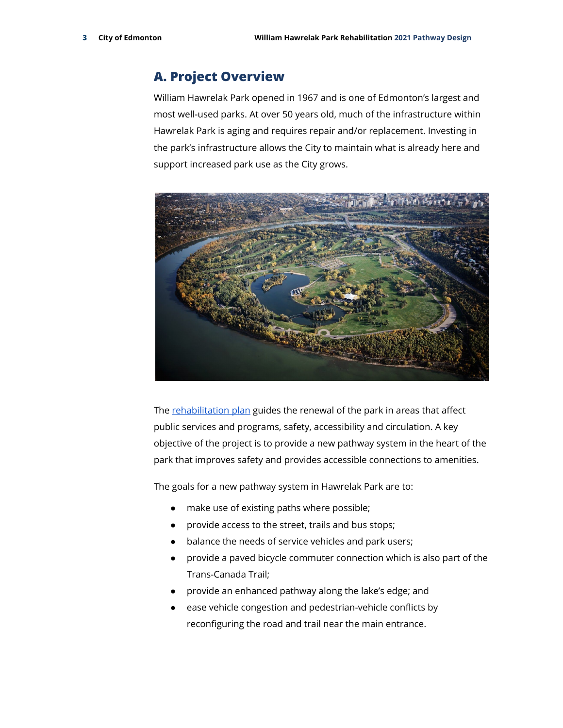## A. Project Overview

William Hawrelak Park opened in 1967 and is one of Edmonton's largest and most well-used parks. At over 50 years old, much of the infrastructure within Hawrelak Park is aging and requires repair and/or replacement. Investing in the park's infrastructure allows the City to maintain what is already here and support increased park use as the City grows.

The rehabilitation plan guides the renewal of the park in areas that affect public services and programs, safety, accessibility and circulation. A key objective of the project is to provide a new pathway system in the heart of the park that improves safety and provides accessible connections to amenities.

The goals for a new pathway system in Hawrelak Park are to:

- make use of existing paths where possible;
- provide access to the street, trails and bus stops;
- balance the needs of service vehicles and park users;
- provide a paved bicycle commuter connection which is also part of the Trans-Canada Trail;
- provide an enhanced pathway along the lake's edge; and
- ease vehicle congestion and pedestrian-vehicle conflicts by reconfiguring the road and trail near the main entrance.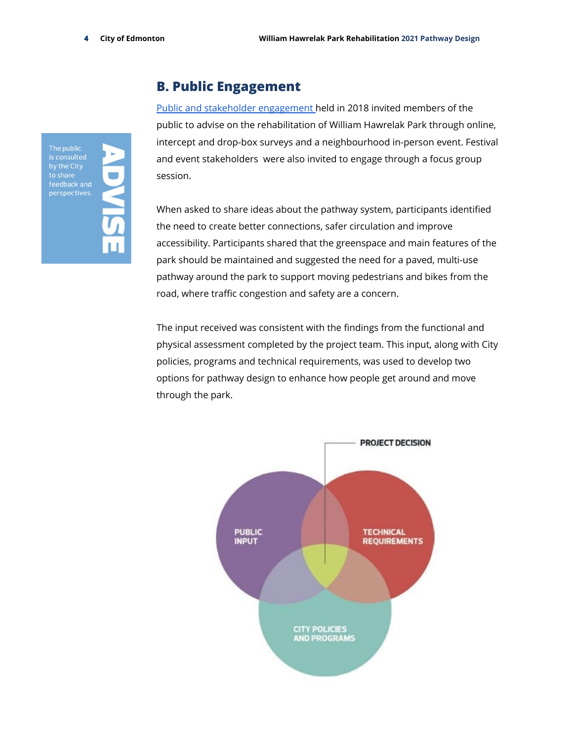## B. Public Engagement

**ADVISE**

The public is consulted by the City to share feedback and perspectives.

Public and stakeholder engagement held in 2018 invited members of the public to advise on the rehabilitation of William Hawrelak Park through online, intercept and drop-box surveys and a neighbourhood in-person event. Festival and event stakeholders were also invited to engage through a focus group session.

When asked to share ideas about the pathway system, participants identified the need to create better connections, safer circulation and improve accessibility. Participants shared that the greenspace and main features of the park should be maintained and suggested the need for a paved, multi-use pathway around the park to support moving pedestrians and bikes from the road, where traffic congestion and safety are a concern.

The input received was consistent with the findings from the functional and physical assessment completed by the project team. This input, along with City policies, programs and technical requirements, was used to develop two options for pathway design to enhance how people get around and move through the park.

PROJECT DECISION

PUBLIC INPUT

TECHNICAL REQUIREMENTS

CITY POLICIES AND PROGRAMS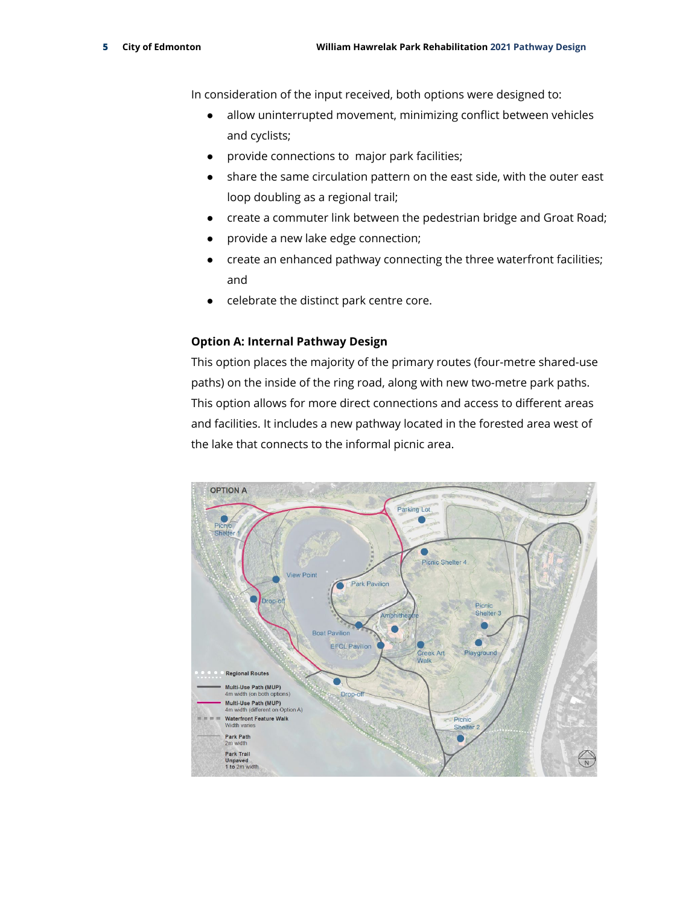In consideration of the input received, both options were designed to:

- allow uninterrupted movement, minimizing conflict between vehicles and cyclists;
- provide connections to major park facilities;
- share the same circulation pattern on the east side, with the outer east loop doubling as a regional trail;
- create a commuter link between the pedestrian bridge and Groat Road;
- provide a new lake edge connection;
- create an enhanced pathway connecting the three waterfront facilities; and
- celebrate the distinct park centre core.

**Option A: Internal Pathway Design**

This option places the majority of the primary routes (four-metre shared-use paths) on the inside of the ring road, along with new two-metre park paths. This option allows for more direct connections and access to different areas and facilities. It includes a new pathway located in the forested area west of the lake that connects to the informal picnic area.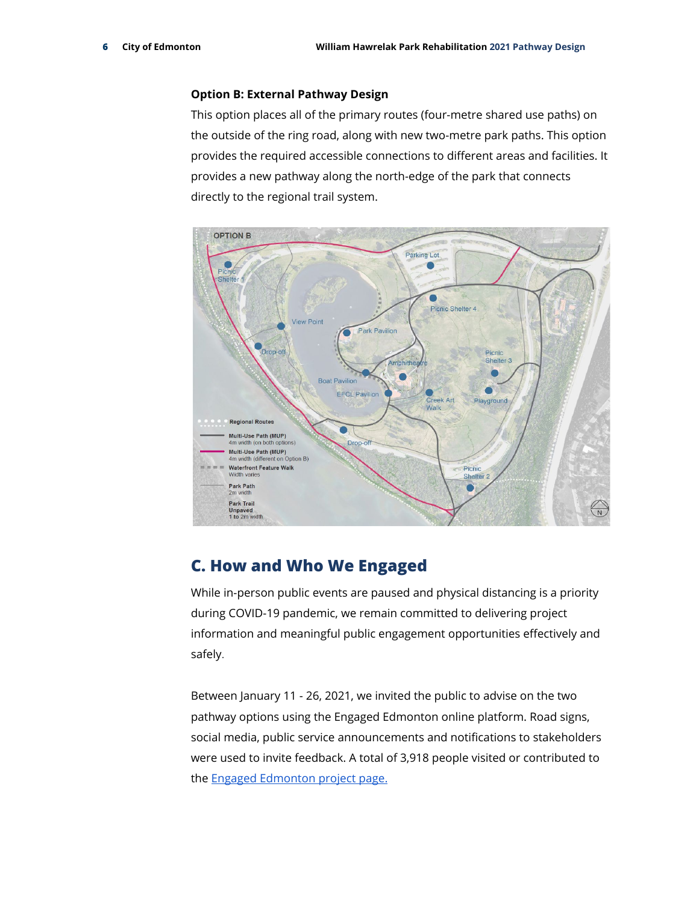**Option B: External Pathway Design**

This option places all of the primary routes (four-metre shared use paths) on the outside of the ring road, along with new two-metre park paths. This option provides the required accessible connections to different areas and facilities. It provides a new pathway along the north-edge of the park that connects directly to the regional trail system.

## C. How and Who We Engaged

While in-person public events are paused and physical distancing is a priority during COVID-19 pandemic, we remain committed to delivering project information and meaningful public engagement opportunities effectively and safely.

Between January 11 - 26, 2021, we invited the public to advise on the two pathway options using the Engaged Edmonton online platform. Road signs, social media, public service announcements and notifications to stakeholders were used to invite feedback. A total of 3,918 people visited or contributed to the Engaged Edmonton project page.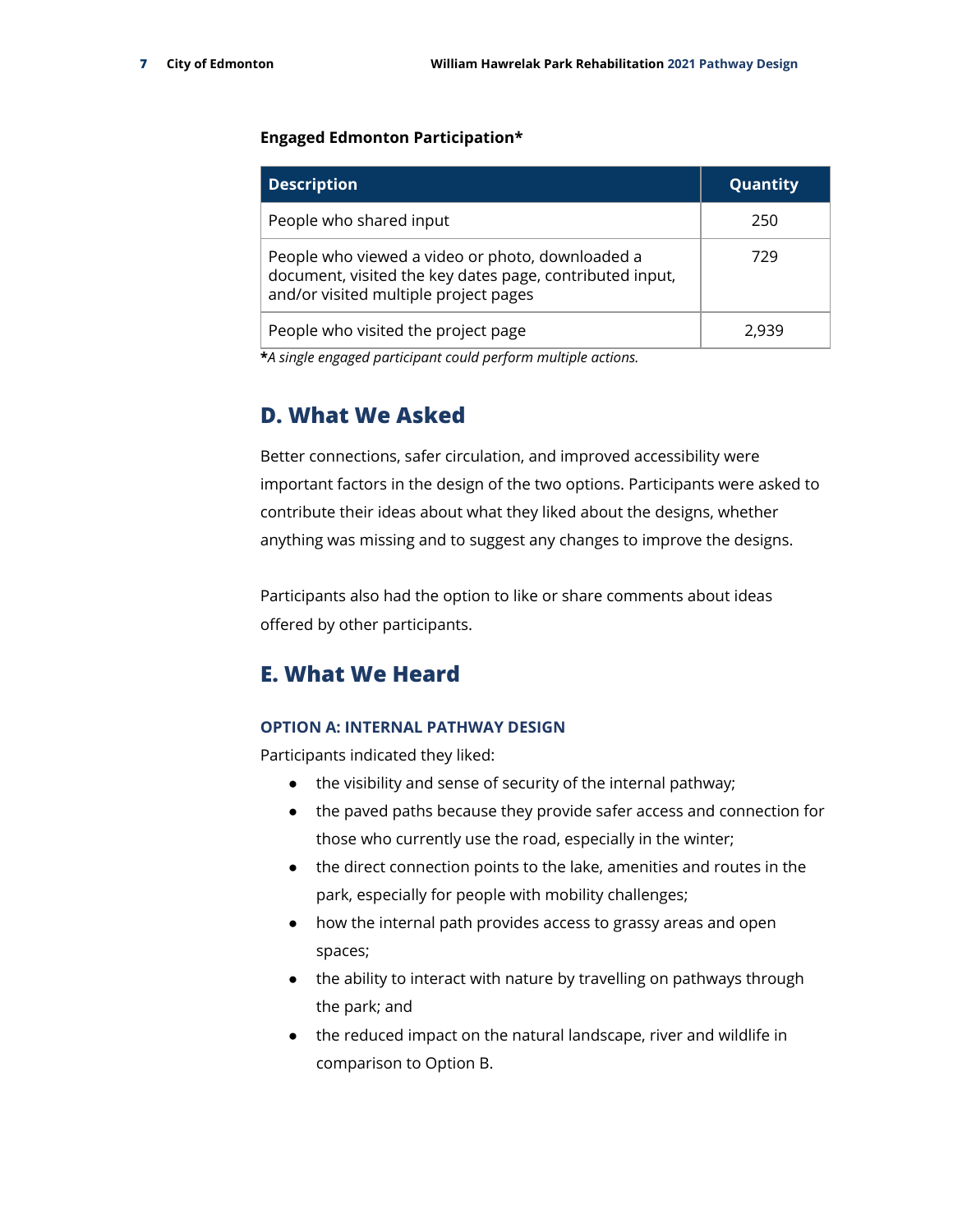**Engaged Edmonton Participation***

| Description | Quantity |
| --- | --- |
| People who shared input | 250 |
| People who viewed a video or photo, downloaded a document, visited the key dates page, contributed input, and/or visited multiple project pages | 729 |
| People who visited the project page | 2,939 |

***A single engaged participant could perform multiple actions.***

## D. What We Asked

Better connections, safer circulation, and improved accessibility were important factors in the design of the two options. Participants were asked to contribute their ideas about what they liked about the designs, whether anything was missing and to suggest any changes to improve the designs.

Participants also had the option to like or share comments about ideas offered by other participants.

## E. What We Heard

### OPTION A: INTERNAL PATHWAY DESIGN

Participants indicated they liked:

- the visibility and sense of security of the internal pathway;
- the paved paths because they provide safer access and connection for those who currently use the road, especially in the winter;
- the direct connection points to the lake, amenities and routes in the park, especially for people with mobility challenges;
- how the internal path provides access to grassy areas and open spaces;
- the ability to interact with nature by travelling on pathways through the park; and
- the reduced impact on the natural landscape, river and wildlife in comparison to Option B.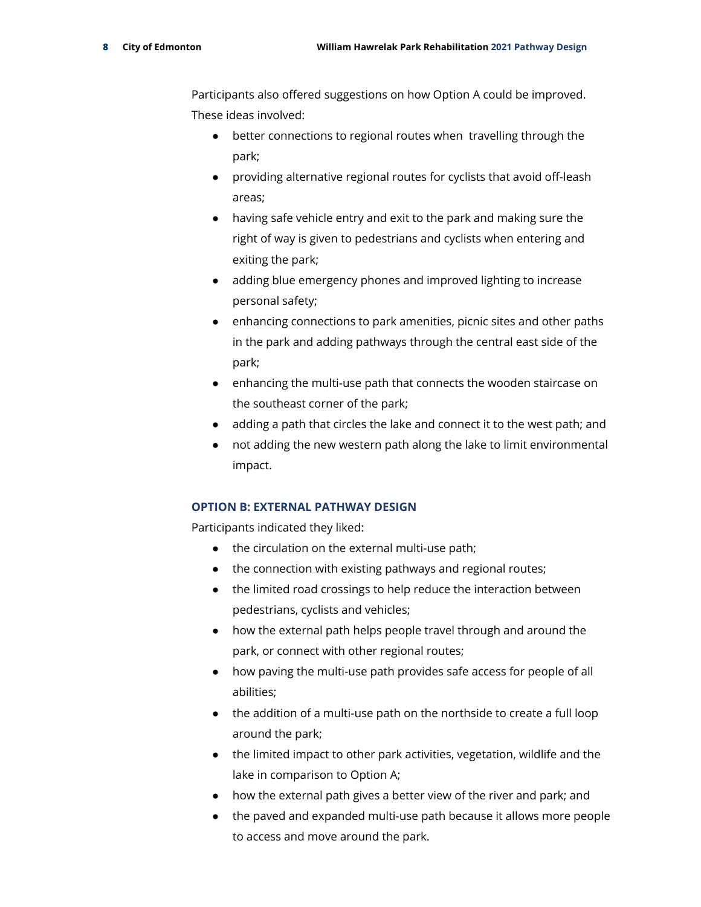Participants also offered suggestions on how Option A could be improved. These ideas involved:

- better connections to regional routes when  travelling through the park;
- providing alternative regional routes for cyclists that avoid off-leash areas;
- having safe vehicle entry and exit to the park and making sure the right of way is given to pedestrians and cyclists when entering and exiting the park;
- adding blue emergency phones and improved lighting to increase personal safety;
- enhancing connections to park amenities, picnic sites and other paths in the park and adding pathways through the central east side of the park;
- enhancing the multi-use path that connects the wooden staircase on the southeast corner of the park;
- adding a path that circles the lake and connect it to the west path; and
- not adding the new western path along the lake to limit environmental impact.

### OPTION B: EXTERNAL PATHWAY DESIGN

Participants indicated they liked:

- the circulation on the external multi-use path;
- the connection with existing pathways and regional routes;
- the limited road crossings to help reduce the interaction between pedestrians, cyclists and vehicles;
- how the external path helps people travel through and around the park, or connect with other regional routes;
- how paving the multi-use path provides safe access for people of all abilities;
- the addition of a multi-use path on the northside to create a full loop around the park;
- the limited impact to other park activities, vegetation, wildlife and the lake in comparison to Option A;
- how the external path gives a better view of the river and park; and
- the paved and expanded multi-use path because it allows more people to access and move around the park.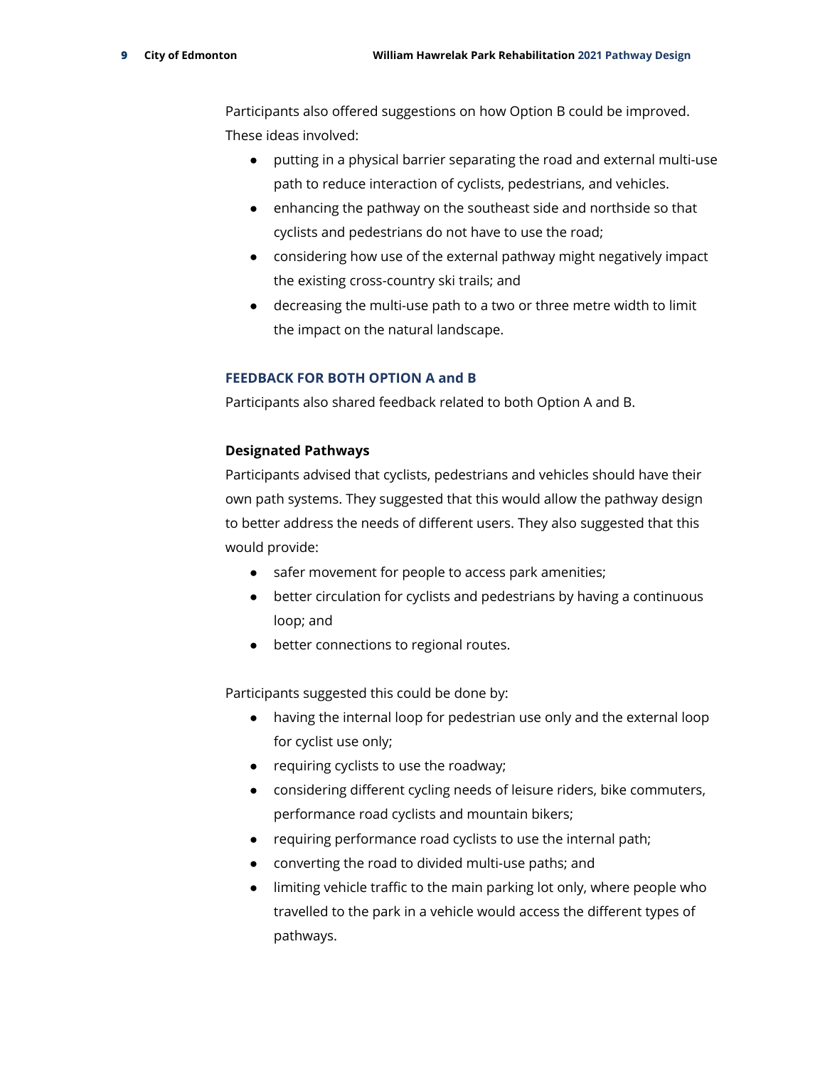Participants also offered suggestions on how Option B could be improved. These ideas involved:

- putting in a physical barrier separating the road and external multi-use path to reduce interaction of cyclists, pedestrians, and vehicles.
- enhancing the pathway on the southeast side and northside so that cyclists and pedestrians do not have to use the road;
- considering how use of the external pathway might negatively impact the existing cross-country ski trails; and
- decreasing the multi-use path to a two or three metre width to limit the impact on the natural landscape.

## FEEDBACK FOR BOTH OPTION A and B

Participants also shared feedback related to both Option A and B.

### Designated Pathways

Participants advised that cyclists, pedestrians and vehicles should have their own path systems. They suggested that this would allow the pathway design to better address the needs of different users. They also suggested that this would provide:

- safer movement for people to access park amenities;
- better circulation for cyclists and pedestrians by having a continuous loop; and
- better connections to regional routes.

Participants suggested this could be done by:

- having the internal loop for pedestrian use only and the external loop for cyclist use only;
- requiring cyclists to use the roadway;
- considering different cycling needs of leisure riders, bike commuters, performance road cyclists and mountain bikers;
- requiring performance road cyclists to use the internal path;
- converting the road to divided multi-use paths; and
- limiting vehicle traffic to the main parking lot only, where people who travelled to the park in a vehicle would access the different types of pathways.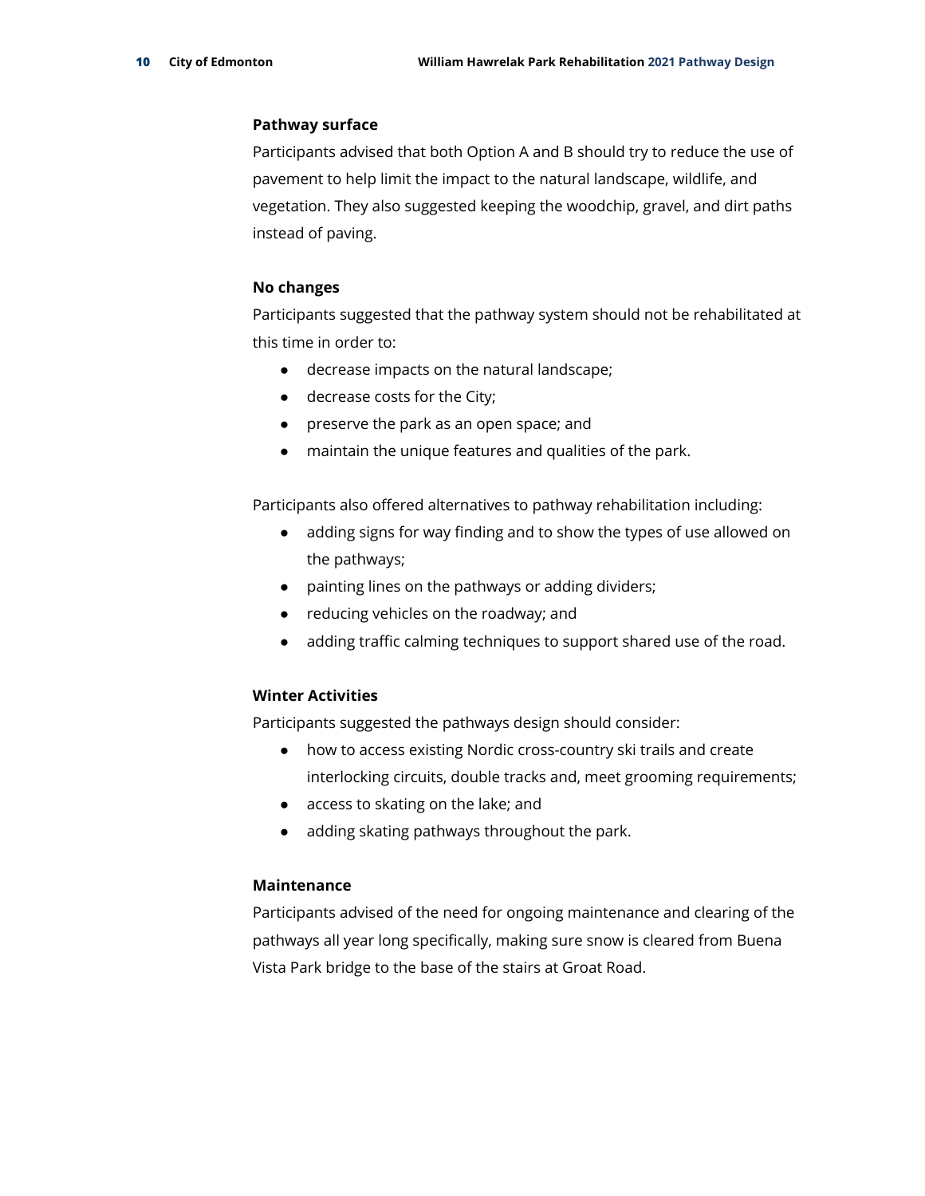**Pathway surface**

Participants advised that both Option A and B should try to reduce the use of pavement to help limit the impact to the natural landscape, wildlife, and vegetation. They also suggested keeping the woodchip, gravel, and dirt paths instead of paving.

**No changes**

Participants suggested that the pathway system should not be rehabilitated at this time in order to:

- decrease impacts on the natural landscape;
- decrease costs for the City;
- preserve the park as an open space; and
- maintain the unique features and qualities of the park.

Participants also offered alternatives to pathway rehabilitation including:

- adding signs for way finding and to show the types of use allowed on the pathways;
- painting lines on the pathways or adding dividers;
- reducing vehicles on the roadway; and
- adding traffic calming techniques to support shared use of the road.

**Winter Activities**

Participants suggested the pathways design should consider:

- how to access existing Nordic cross-country ski trails and create interlocking circuits, double tracks and, meet grooming requirements;
- access to skating on the lake; and
- adding skating pathways throughout the park.

**Maintenance**

Participants advised of the need for ongoing maintenance and clearing of the pathways all year long specifically, making sure snow is cleared from Buena Vista Park bridge to the base of the stairs at Groat Road.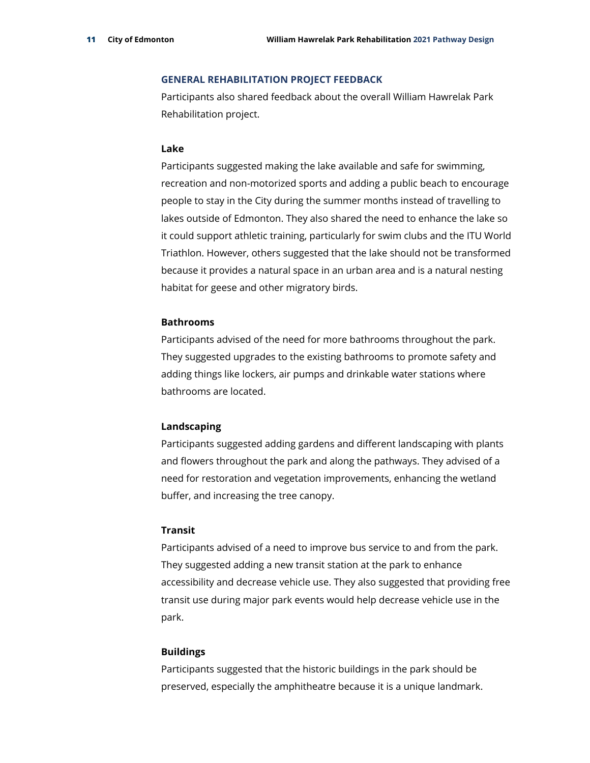## GENERAL REHABILITATION PROJECT FEEDBACK

Participants also shared feedback about the overall William Hawrelak Park Rehabilitation project.

### Lake

Participants suggested making the lake available and safe for swimming, recreation and non-motorized sports and adding a public beach to encourage people to stay in the City during the summer months instead of travelling to lakes outside of Edmonton. They also shared the need to enhance the lake so it could support athletic training, particularly for swim clubs and the ITU World Triathlon. However, others suggested that the lake should not be transformed because it provides a natural space in an urban area and is a natural nesting habitat for geese and other migratory birds.

### Bathrooms

Participants advised of the need for more bathrooms throughout the park. They suggested upgrades to the existing bathrooms to promote safety and adding things like lockers, air pumps and drinkable water stations where bathrooms are located.

### Landscaping

Participants suggested adding gardens and different landscaping with plants and flowers throughout the park and along the pathways. They advised of a need for restoration and vegetation improvements, enhancing the wetland buffer, and increasing the tree canopy.

### Transit

Participants advised of a need to improve bus service to and from the park. They suggested adding a new transit station at the park to enhance accessibility and decrease vehicle use. They also suggested that providing free transit use during major park events would help decrease vehicle use in the park.

### Buildings

Participants suggested that the historic buildings in the park should be preserved, especially the amphitheatre because it is a unique landmark.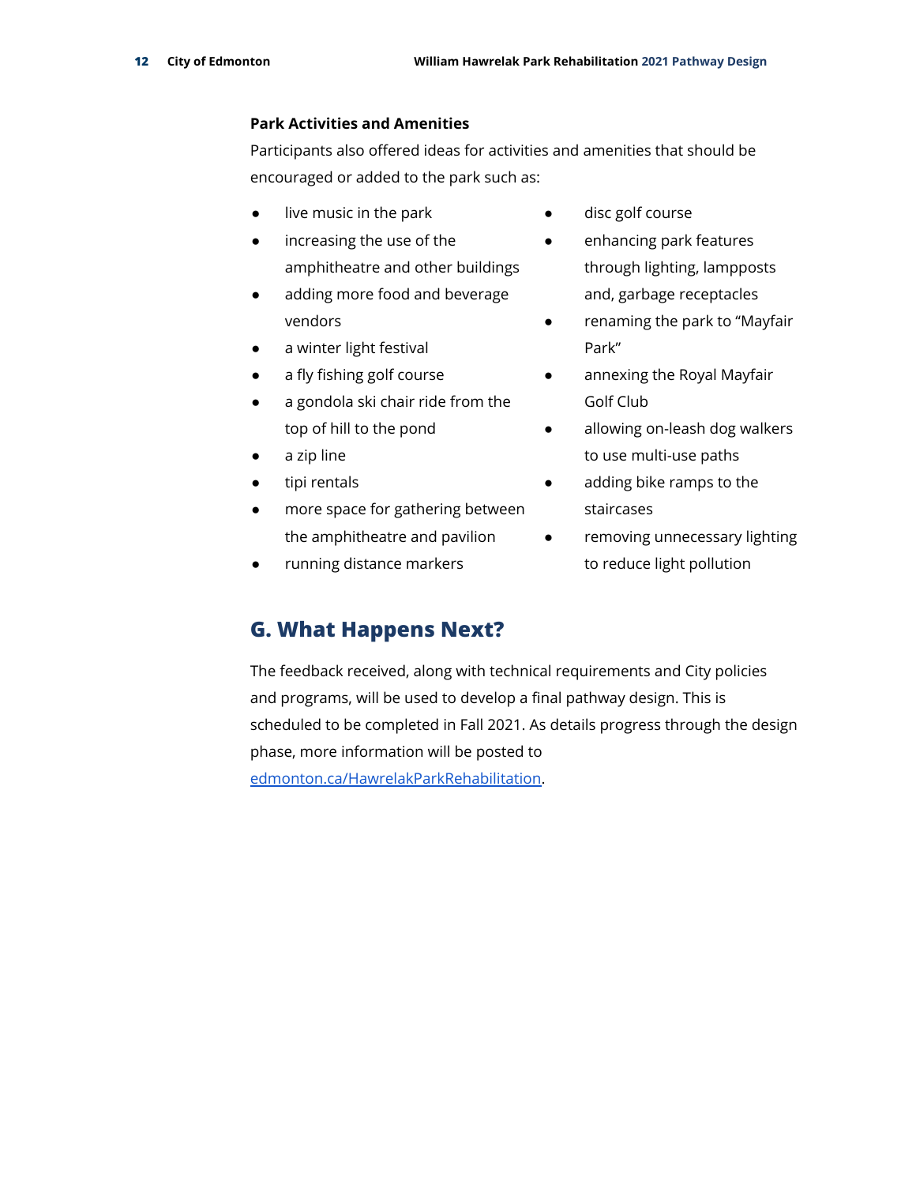**Park Activities and Amenities**

Participants also offered ideas for activities and amenities that should be encouraged or added to the park such as:

- live music in the park
- increasing the use of the amphitheatre and other buildings
- adding more food and beverage vendors
- a winter light festival
- a fly fishing golf course
- a gondola ski chair ride from the top of hill to the pond
- a zip line
- tipi rentals
- more space for gathering between the amphitheatre and pavilion
- running distance markers
- disc golf course
- enhancing park features through lighting, lampposts and, garbage receptacles
- renaming the park to "Mayfair Park"
- annexing the Royal Mayfair Golf Club
- allowing on-leash dog walkers to use multi-use paths
- adding bike ramps to the staircases
- removing unnecessary lighting to reduce light pollution

## G. What Happens Next?

The feedback received, along with technical requirements and City policies and programs, will be used to develop a final pathway design. This is scheduled to be completed in Fall 2021. As details progress through the design phase, more information will be posted to edmonton.ca/HawrelakParkRehabilitation.